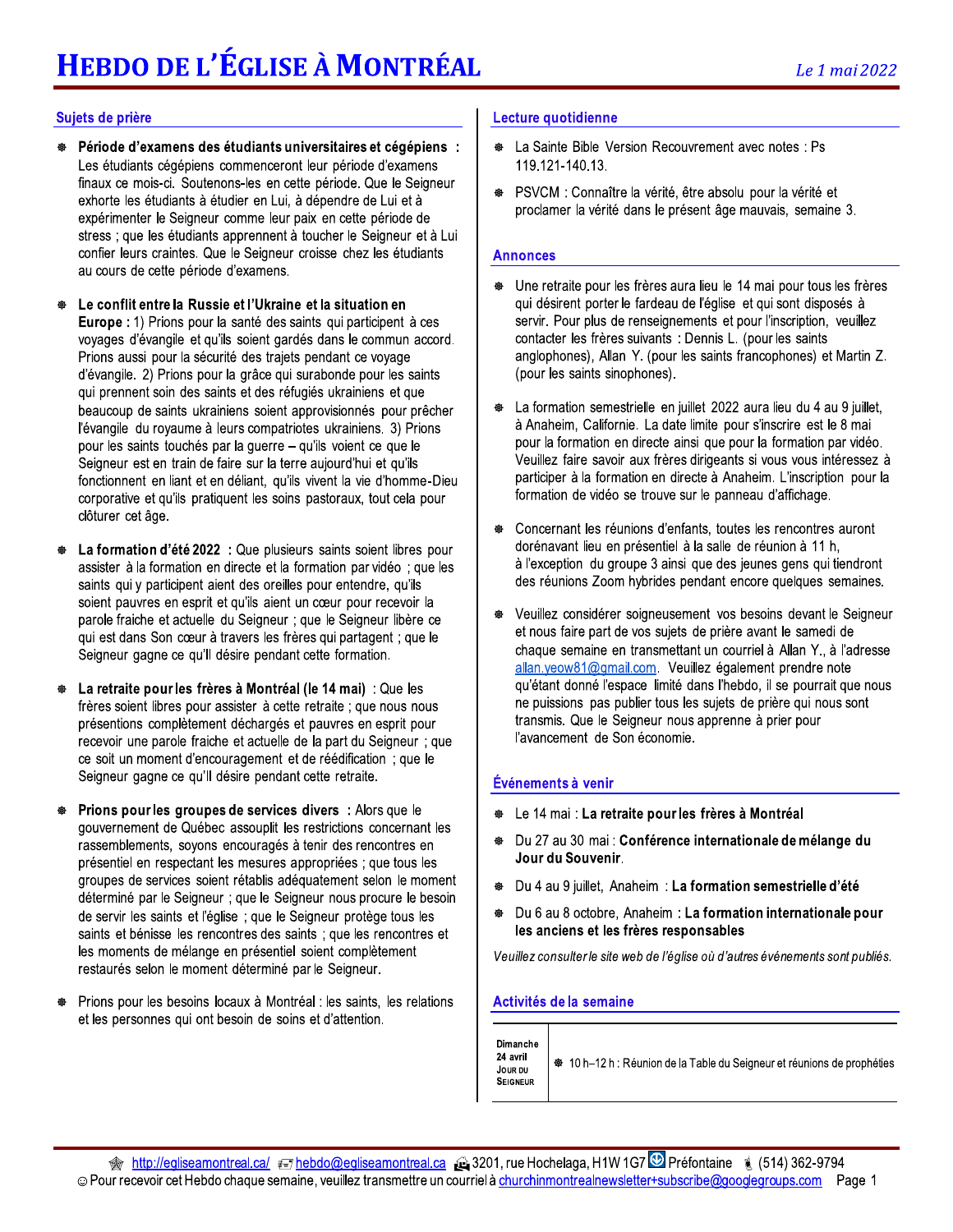# HEBDO DE L'ÉGLISE À MONTRÉAL

*Le 1 mai 2022*

## Sujets de prière

- **Période d'examens des étudiants universitaires et cégépiens :** Les étudiants cégépiens commenceront leur période d'examens finaux ce mois-ci. Soutenons-les en cette période. Que le Seigneur exhorte les étudiants à étudier en Lui, à dépendre de Lui et à expérimenter le Seigneur comme leur paix en cette période de stress ; que les étudiants apprennent à toucher le Seigneur et à Lui confier leurs craintes. Que le Seigneur croisse chez les étudiants au cours de cette période d'examens.

- **Le conflit entre la Russie et l'Ukraine et la situation en Europe :** 1) Prions pour la santé des saints qui participent à ces voyages d'évangile et qu'ils soient gardés dans le commun accord. Prions aussi pour la sécurité des trajets pendant ce voyage d'évangile. 2) Prions pour la grâce qui surabonde pour les saints qui prennent soin des saints et des réfugiés ukrainiens et que beaucoup de saints ukrainiens soient approvisionnés pour prêcher l'évangile du royaume à leurs compatriotes ukrainiens. 3) Prions pour les saints touchés par la guerre – qu'ils voient ce que le Seigneur est en train de faire sur la terre aujourd'hui et qu'ils fonctionnent en liant et en déliant, qu'ils vivent la vie d'homme-Dieu corporative et qu'ils pratiquent les soins pastoraux, tout cela pour clôturer cet âge.

- **La formation d'été 2022 :** Que plusieurs saints soient libres pour assister à la formation en directe et la formation par vidéo ; que les saints qui y participent aient des oreilles pour entendre, qu'ils soient pauvres en esprit et qu'ils aient un cœur pour recevoir la parole fraiche et actuelle du Seigneur ; que le Seigneur libère ce qui est dans Son cœur à travers les frères qui partagent ; que le Seigneur gagne ce qu'Il désire pendant cette formation.

- **La retraite pour les frères à Montréal (le 14 mai) :** Que les frères soient libres pour assister à cette retraite ; que nous nous présentions complètement déchargés et pauvres en esprit pour recevoir une parole fraiche et actuelle de la part du Seigneur ; que ce soit un moment d'encouragement et de réédification ; que le Seigneur gagne ce qu'Il désire pendant cette retraite.

- **Prions pour les groupes de services divers :** Alors que le gouvernement de Québec assouplit les restrictions concernant les rassemblements, soyons encouragés à tenir des rencontres en présentiel en respectant les mesures appropriées ; que tous les groupes de services soient rétablis adéquatement selon le moment déterminé par le Seigneur ; que le Seigneur nous procure le besoin de servir les saints et l'église ; que le Seigneur protège tous les saints et bénisse les rencontres des saints ; que les rencontres et les moments de mélange en présentiel soient complètement restaurés selon le moment déterminé par le Seigneur.

- Prions pour les besoins locaux à Montréal : les saints, les relations et les personnes qui ont besoin de soins et d'attention.

## Lecture quotidienne

- La Sainte Bible Version Recouvrement avec notes : Ps 119.121-140.13.
- PSVCM : Connaître la vérité, être absolu pour la vérité et proclamer la vérité dans le présent âge mauvais, semaine 3.

## Annonces

- Une retraite pour les frères aura lieu le 14 mai pour tous les frères qui désirent porter le fardeau de l'église et qui sont disposés à servir. Pour plus de renseignements et pour l'inscription, veuillez contacter les frères suivants : Dennis L. (pour les saints anglophones), Allan Y. (pour les saints francophones) et Martin Z. (pour les saints sinophones).

- La formation semestrielle en juillet 2022 aura lieu du 4 au 9 juillet, à Anaheim, Californie. La date limite pour s'inscrire est le 8 mai pour la formation en directe ainsi que pour la formation par vidéo. Veuillez faire savoir aux frères dirigeants si vous vous intéressez à participer à la formation en directe à Anaheim. L'inscription pour la formation de vidéo se trouve sur le panneau d'affichage.

- Concernant les réunions d'enfants, toutes les rencontres auront dorénavant lieu en présentiel à la salle de réunion à 11 h, à l'exception du groupe 3 ainsi que des jeunes gens qui tiendront des réunions Zoom hybrides pendant encore quelques semaines.

- Veuillez considérer soigneusement vos besoins devant le Seigneur et nous faire part de vos sujets de prière avant le samedi de chaque semaine en transmettant un courriel à Allan Y., à l'adresse allan.yeow81@gmail.com. Veuillez également prendre note qu'étant donné l'espace limité dans l'hebdo, il se pourrait que nous ne puissions pas publier tous les sujets de prière qui nous sont transmis. Que le Seigneur nous apprenne à prier pour l'avancement de Son économie.

## Événements à venir

- Le 14 mai : **La retraite pour les frères à Montréal**
- Du 27 au 30 mai : **Conférence internationale de mélange du Jour du Souvenir**.
- Du 4 au 9 juillet, Anaheim : **La formation semestrielle d'été**
- Du 6 au 8 octobre, Anaheim : **La formation internationale pour les anciens et les frères responsables**

*Veuillez consulter le site web de l'église où d'autres événements sont publiés.*

## Activités de la semaine

| | |
|---|---|
| **Dimanche 24 avril JOUR DU SEIGNEUR** | 10 h–12 h : Réunion de la Table du Seigneur et réunions de prophéties |

http://egliseamontreal.ca/ hebdo@egliseamontreal.ca 3201, rue Hochelaga, H1W 1G7 Préfontaine (514) 362-9794

Pour recevoir cet Hebdo chaque semaine, veuillez transmettre un courriel à churchinmontrealnewsletter+subscribe@googlegroups.com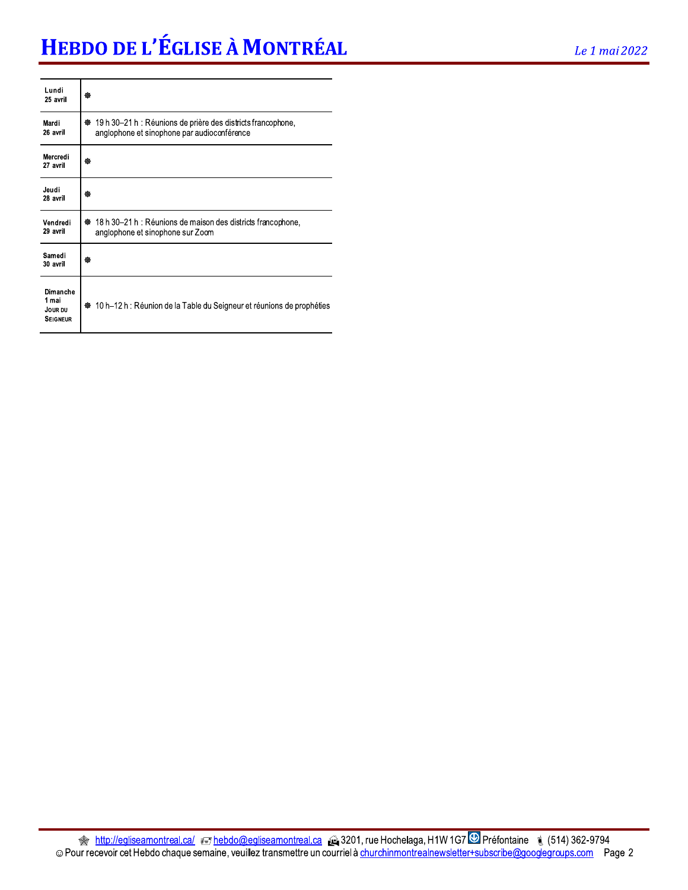| | |
|---|---|
| Lundi 25 avril | ❅ |
| Mardi 26 avril | ❅ 19 h 30–21 h : Réunions de prière des districts francophone, anglophone et sinophone par audioconférence |
| Mercredi 27 avril | ❅ |
| Jeudi 28 avril | ❅ |
| Vendredi 29 avril | ❅ 18 h 30–21 h : Réunions de maison des districts francophone, anglophone et sinophone sur Zoom |
| Samedi 30 avril | ❅ |
| Dimanche 1 mai JOUR DU SEIGNEUR | ❅ 10 h–12 h : Réunion de la Table du Seigneur et réunions de prophéties |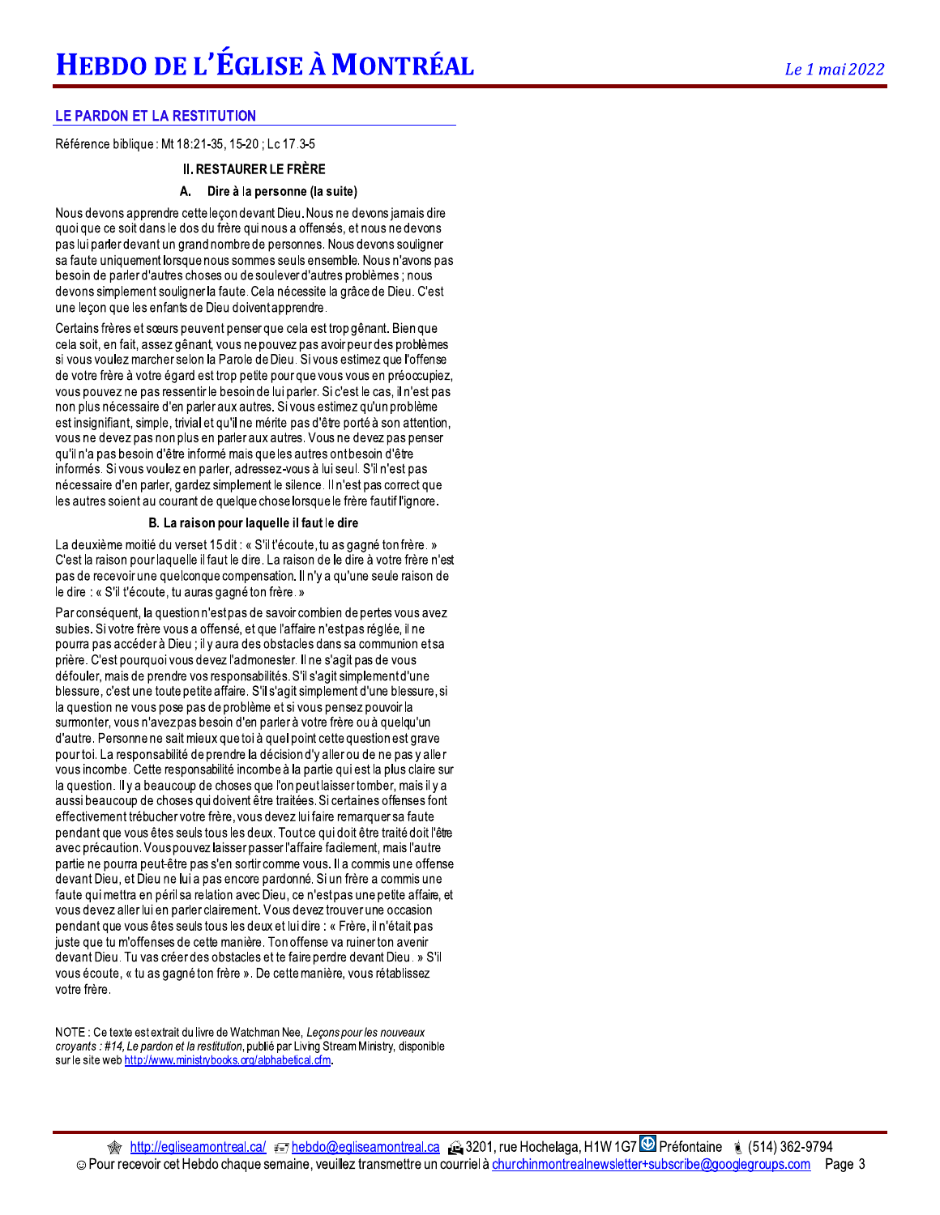## LE PARDON ET LA RESTITUTION

Référence biblique : Mt 18:21-35, 15-20 ; Lc 17.3-5

### II. RESTAURER LE FRÈRE

#### A. Dire à la personne (la suite)

Nous devons apprendre cette leçon devant Dieu. Nous ne devons jamais dire quoi que ce soit dans le dos du frère qui nous a offensés, et nous ne devons pas lui parler devant un grand nombre de personnes. Nous devons souligner sa faute uniquement lorsque nous sommes seuls ensemble. Nous n'avons pas besoin de parler d'autres choses ou de soulever d'autres problèmes ; nous devons simplement souligner la faute. Cela nécessite la grâce de Dieu. C'est une leçon que les enfants de Dieu doivent apprendre.

Certains frères et sœurs peuvent penser que cela est trop gênant. Bien que cela soit, en fait, assez gênant, vous ne pouvez pas avoir peur des problèmes si vous voulez marcher selon la Parole de Dieu. Si vous estimez que l'offense de votre frère à votre égard est trop petite pour que vous vous en préoccupiez, vous pouvez ne pas ressentir le besoin de lui parler. Si c'est le cas, il n'est pas non plus nécessaire d'en parler aux autres. Si vous estimez qu'un problème est insignifiant, simple, trivial et qu'il ne mérite pas d'être porté à son attention, vous ne devez pas non plus en parler aux autres. Vous ne devez pas penser qu'il n'a pas besoin d'être informé mais que les autres ont besoin d'être informés. Si vous voulez en parler, adressez-vous à lui seul. S'il n'est pas nécessaire d'en parler, gardez simplement le silence. Il n'est pas correct que les autres soient au courant de quelque chose lorsque le frère fautif l'ignore.

#### B. La raison pour laquelle il faut le dire

La deuxième moitié du verset 15 dit : « S'il t'écoute, tu as gagné ton frère. » C'est la raison pour laquelle il faut le dire. La raison de le dire à votre frère n'est pas de recevoir une quelconque compensation. Il n'y a qu'une seule raison de le dire : « S'il t'écoute, tu auras gagné ton frère. »

Par conséquent, la question n'est pas de savoir combien de pertes vous avez subies. Si votre frère vous a offensé, et que l'affaire n'est pas réglée, il ne pourra pas accéder à Dieu ; il y aura des obstacles dans sa communion et sa prière. C'est pourquoi vous devez l'admonester. Il ne s'agit pas de vous défouler, mais de prendre vos responsabilités. S'il s'agit simplement d'une blessure, c'est une toute petite affaire. S'il s'agit simplement d'une blessure, si la question ne vous pose pas de problème et si vous pensez pouvoir la surmonter, vous n'avez pas besoin d'en parler à votre frère ou à quelqu'un d'autre. Personne ne sait mieux que toi à quel point cette question est grave pour toi. La responsabilité de prendre la décision d'y aller ou de ne pas y aller vous incombe. Cette responsabilité incombe à la partie qui est la plus claire sur la question. Il y a beaucoup de choses que l'on peut laisser tomber, mais il y a aussi beaucoup de choses qui doivent être traitées. Si certaines offenses font effectivement trébucher votre frère, vous devez lui faire remarquer sa faute pendant que vous êtes seuls tous les deux. Tout ce qui doit être traité doit l'être avec précaution. Vous pouvez laisser passer l'affaire facilement, mais l'autre partie ne pourra peut-être pas s'en sortir comme vous. Il a commis une offense devant Dieu, et Dieu ne lui a pas encore pardonné. Si un frère a commis une faute qui mettra en péril sa relation avec Dieu, ce n'est pas une petite affaire, et vous devez aller lui en parler clairement. Vous devez trouver une occasion pendant que vous êtes seuls tous les deux et lui dire : « Frère, il n'était pas juste que tu m'offenses de cette manière. Ton offense va ruiner ton avenir devant Dieu. Tu vas créer des obstacles et te faire perdre devant Dieu. » S'il vous écoute, « tu as gagné ton frère ». De cette manière, vous rétablissez votre frère.

NOTE : Ce texte est extrait du livre de Watchman Nee, *Leçons pour les nouveaux croyants : #14, Le pardon et la restitution*, publié par Living Stream Ministry, disponible sur le site web http://www.ministrybooks.org/alphabetical.cfm.